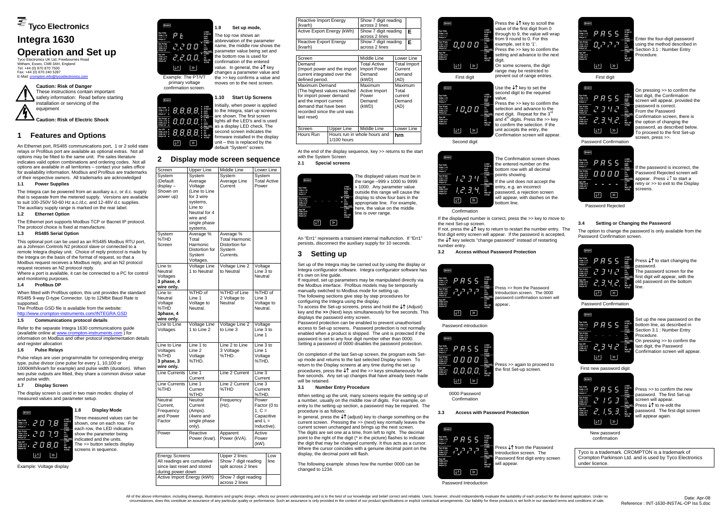Tyco Electronics

# Integra 1630

# Operation and Set up

Tyco Electronics UK Ltd, Freebournes Road
Witham, Essex, CM8 3AH, England
Tel: +44 (0) 870 870 7500
Fax: +44 (0) 870 240 5287
E-Mail: crompton.info@tycoelectronics.com

**Caution: Risk of Danger**
These instructions contain important safety information: Read before starting installation or servicing of the equipment

**Caution: Risk of Electric Shock**

## 1 Features and Options

An Ethernet port, RS485 communications port, 1 or 2 solid state relays or Profibus port are available as optional extras. Not all options may be fitted to the same unit. Pre sales literature indicates valid option combinations and ordering codes. Not all options are available in all territories – contact your sales office for availability information. Modbus and Profibus are trademarks of their respective owners. All trademarks are acknowledged

### 1.1 Power Supplies

The Integra can be powered from an auxiliary a.c. or d.c. supply that is separate from the metered supply. Versions are available to suit 100-250V 50-60 Hz a.c./d.c. and 12-48V d.c supplies. The auxiliary supply range is marked on the rear label.

### 1.2 Ethernet Option

The Ethernet port supports Modbus TCP or Bacnet IP protocol. The protocol choice is fixed at manufacture.

### 1.3 RS485 Serial Option

This optional port can be used as an RS485 Modbus RTU port, as a Johnson Controls N2 protocol slave or connected to a remote Integra display unit. Choice of reply protocol is made by the Integra on the basis of the format of request, so that a Modbus request receives a Modbus reply, and an N2 protocol request receives an N2 protocol reply.
Where a port is available, it can be connected to a PC for control and monitoring purposes.

### 1.4 Profibus DP

When fitted with Profibus option, this unit provides the standard RS485 9-way D-type connector. Up to 12Mbit Baud Rate is supported.
The Profibus GSD file is available from the website:
http://www.crompton-instruments.com/INTEGRA.GSD

### 1.5 Communications protocol details

Refer to the separate Integra 1630 communications guide (available online at www.crompton-instruments.com ) for information on Modbus and other protocol implementation details and register allocation

### 1.6 Pulse Relays

Pulse relays are user programmable for corresponding energy type, pulse divisor (one pulse for every 1, 10,100 or 1000kWh/kvarh for example) and pulse width (duration). When two pulse outputs are fitted, they share a common divisor value and pulse width.

### 1.7 Display Screen

The display screen is used in two main modes: display of measured values and parameter setup.

Example: Voltage display

### 1.8 Display Mode

Three measured values can be shown, one on each row. For each row, the LED indicators show the parameter being indicated and the units. The >> button selects display screens in sequence.

### 1.9 Set up mode,

The top row shows an abbreviation of the parameter name, the middle row shows the parameter value being set and the bottom row is used for confirmation of the entered value. In general, the ↓↑ key changes a parameter value and the >> key confirms a value and moves on to the next screen.

Example: The PT/VT primary voltage confirmation screen.

### 1.10 Start Up Screens

Initially, when power is applied to the Integra, start up screens are shown. The first screen lights all the LED's and is used as a display LED check. The second screen indicates the firmware installed in the display unit – this is replaced by the default "System" screen.

## 2 Display mode screen sequence

| Screen | Upper Line | Middle Line | Lower Line |
|---|---|---|---|
| System (Default display – Shown on power up) | System Average Voltage (Line to Line for 3 wire systems, Line to Neutral for 4 wire and single phase systems. | System Average Line Current | System Total Active Power |
| System %THD Screen | Average % Total Harmonic Distortion for System Voltages. | Average % Total Harmonic Distortion for System Currents. | |
| Line to Neutral Voltages **3 phase, 4 wire only.** | Voltage Line 1 to Neutral | Voltage Line 2 to Neutral | Voltage Line 3 to Neutral |
| Line to Neutral Voltage %THD **3phase, 4 wire only.** | %THD of Line 1 Voltage to Neutral. | %THD of Line 2 Voltage to Neutral | %THD of Line 3 Voltage to Neutral. |
| Line to Line Voltages | Voltage Line 1 to Line 2 | Voltage Line 2 to Line 3 | Voltage Line 3 to Line 1 |
| Line to Line Voltages %THD **3 phase, 3 wire only.** | Line 1 to Line 2 Voltage %THD. | Line 2 to Line 3 Voltage %THD. | Line 3 to Line 1 Voltage %THD. |
| Line Currents | Line 1 Current | Line 2 Current | Line 3 Current |
| Line Currents %THD | Line 1 Current %THD | Line 2 Current %THD | Line 3 Current %THD. |
| Neutral Current, Frequency and Power Factor | Neutral Current (Amps). (4wire and single phase only). | Frequency (Hz). | Power Factor (0 to 1, C = Capacitive and L = Inductive). |
| Power | Reactive Power (kvar). | Apparent Power (kVA). | Active Power (kW). |

| Energy Screens | Upper 2 lines: | Low line |
|---|---|---|
| All readings are cumulative since last reset and stored during power down | Show 7 digit reading split across 2 lines | |
| Active Import Energy (kWh) | Show 7 digit reading across 2 lines | |
| Reactive Import Energy (kvarh) | Show 7 digit reading across 2 lines | |
| Active Export Energy (kWh) | Show 7 digit reading across 2 lines | **E** |
| Reactive Export Energy (kvarh) | Show 7 digit reading across 2 lines | **E** |

| Screen | Middle Line | Lower Line |
|---|---|---|
| Demand (Import power and the import current integrated over the defined period. | Total Active Import Power Demand (kWD) | Total Import Current Demand (AD) |
| Maximum Demand (The highest values reached for import power demand and the import current demand that have been recorded since the unit was last reset) | Maximum Active Import Power Demand (kWD) | Maximum Total current Demand (AD) |

| Screen | Upper Line | Middle Line | Lower Line |
|---|---|---|---|
| Hours Run | Hours run in whole hours and 1/100 hours | | **hrn** |

At the end of the display sequence, key >> returns to the start with the System Screen

### 2.1 Special screens

The displayed values must be in the range –999 x 1000 to 9999 x 1000. Any parameter value outside this range will cause the display to show four bars in the appropriate line. For example, here, the value on the middle line is over range.

An "Err1" represents a transient internal malfunction. If "Err1" persists, disconnect the auxiliary supply for 10 seconds.

## 3 Setting up

Set up of the Integra may be carried out by using the display or Integra configurator software. Integra configurator software has it's own on line guide.
If required, set up parameters may be manipulated directly via the Modbus interface. Profibus models may be temporarily manually switched to Modbus mode for setting up.
The following sections give step by step procedures for configuring the Integra using the display.
To access the Set-up screens, press and hold the ↓↑ (Adjust) key and the >> (Next) keys simultaneously for five seconds. This displays the password entry screen.
Password protection can be enabled to prevent unauthorised access to Set-up screens. Password protection is not normally enabled when a product is shipped. The unit is protected if the password is set to any four digit number other than 0000. Setting a password of 0000 disables the password protection.

On completion of the last Set-up screen, the program exits Set-up mode and returns to the last selected Display screen. To return to the Display screens at any time during the set up procedures, press the ↓↑ and the >> keys simultaneously for five seconds. Any set up changes that have already been made will be retained.

### 3.1 Number Entry Procedure

When setting up the unit, many screens require the setting up of a number, usually on the middle row of digits. For example, on entry to the setting up section, a password may be required. The procedure is as follows:
In general, press the ↓↑ (adjust) key to change something on the current screen. Pressing the >> (next) key normally leaves the current screen unchanged and brings up the next screen.
The digits are set one at a time, from left to right. The decimal point to the right of the digit (* in the picture) flashes to indicate the digit that may be changed currently. It thus acts as a cursor. Where the cursor coincides with a genuine decimal point on the display, the decimal point will flash.

The following example shows how the number 0000 can be changed to 1234.

Press the ↓↑ key to scroll the value of the first digit from 0 through to 9, the value will wrap from 9 round to 0. For this example, set it to '1'.
Press the >> key to confirm the setting and advance to the next digit.
On some screens, the digit range may be restricted to prevent out of range entries.

First digit

Use the ↓↑ key to set the second digit to the required value.
Press the >> key to confirm the selection and advance to the next digit. Repeat for the 3rd and 4th digits. Press the >> key to confirm the selection. If the unit accepts the entry, the Confirmation screen will appear.

Second digit

The Confirmation screen shows the entered number on the bottom row with all decimal points showing.
If the unit does not accept the entry, e.g. an incorrect password, a rejection screen will appear, with dashes on the bottom line.

Confirmation

If the displayed number is correct, press the >> key to move to the next Set-up screen.
If not, press the ↓↑ key to return to restart the number entry. The first digit entry screen will appear. If the password is accepted, the ↓↑ key selects "change password" instead of restarting number entry.

### 3.2 Access without Password Protection

Press >> from the Password Introduction screen. The 0000 password confirmation screen will appear.

Password introduction

Press >> again to proceed to the first Set-up screen.

0000 Password Confirmation

### 3.3 Access with Password Protection

Press ↓↑ from the Password Introduction screen. The Password first digit entry screen will appear.

Password Introduction

Enter the four-digit password using the method described in Section 3.1 : Number Entry Procedure.

First digit

On pressing >> to confirm the last digit, the Confirmation screen will appear, provided the password is correct.
From the Password Confirmation screen, there is the option of changing the password, as described below. To proceed to the first Set-up screen, press >>.

Password Confirmation

If the password is incorrect, the Password Rejected screen will appear. Press ↓↑ to start a retry or >> to exit to the Display screens.

Password Rejected

### 3.4 Setting or Changing the Password

The option to change the password is only available from the Password Confirmation screen.

Press ↓↑ to start changing the password.
The password screen for the first digit will appear, with the old password on the bottom line.

Password Confirmation

Set up the new password on the bottom line, as described in Section 3.1 : Number Entry Procedure.
On pressing >> to confirm the last digit, the Password Confirmation screen will appear.

First new password digit

Press >> to confirm the new password. The first Set-up screen will appear.
Press ↓↑ to re-edit the password. The first digit screen will appear again.

New password confirmation

Tyco is a trademark. CROMPTON is a trademark of Crompton Parkinson Ltd. and is used by Tyco Electronics under licence.

All of the above information, including drawings, illustrations and graphic design, reflects our present understanding and is to the best of our knowledge and belief correct and reliable. Users, however, should independently evaluate the suitability of each product for the desired application. Under no circumstances, does this constitute an assurance of any particular quality or performance. Such an assurance is only provided in the context of our product specifications or explicit contractual arrangements. Our liability for these products is set forth in our standard terms and conditions of sale.

Date: Apr-08
Reference : INT-1630-INSTAL-OP Iss 5.doc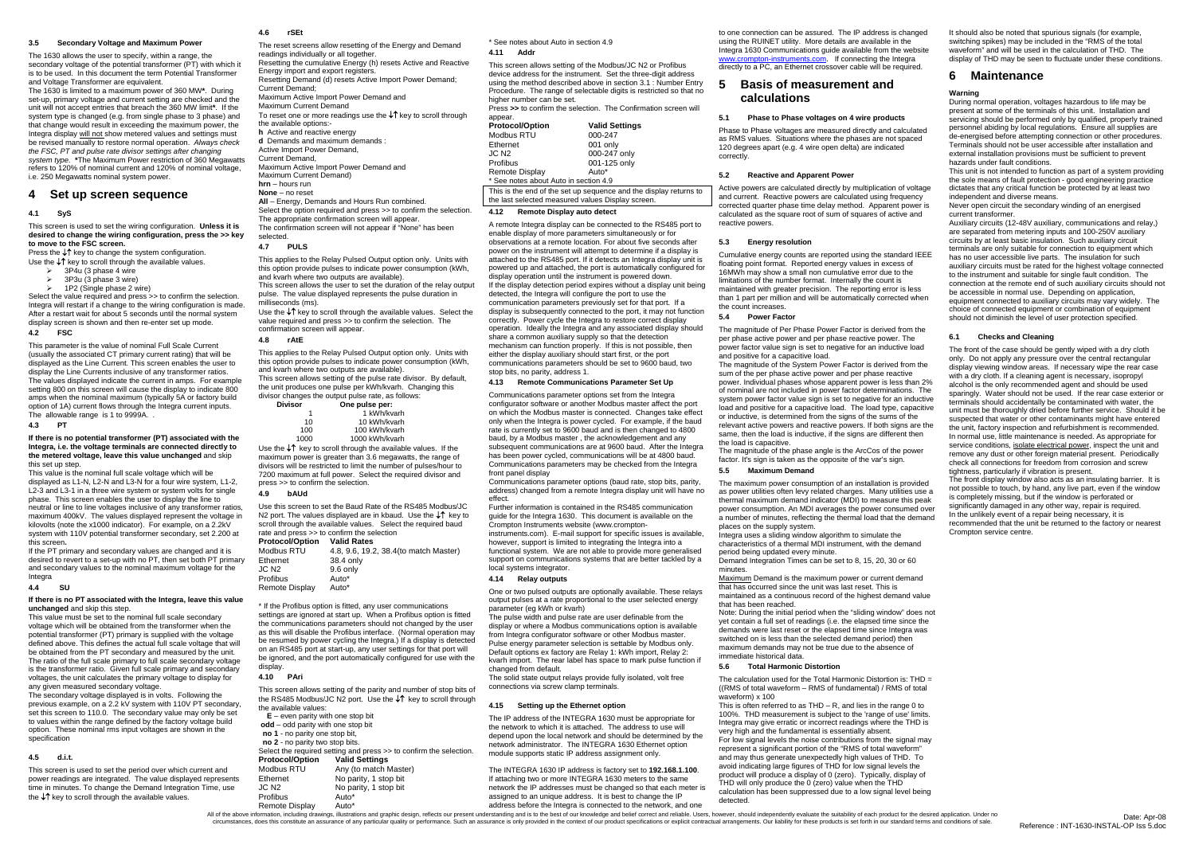### 3.5 Secondary Voltage and Maximum Power

The 1630 allows the user to specify, within a range, the secondary voltage of the potential transformer (PT) with which it is to be used. In this document the term Potential Transformer and Voltage Transformer are equivalent.

The 1630 is limited to a maximum power of 360 MW*. During set-up, primary voltage and current setting are checked and the unit will not accept entries that breach the 360 MW limit*. If the system type is changed (e.g. from single phase to 3 phase) and that change would result in exceeding the maximum power, the Integra display will not show metered values and settings must be revised manually to restore normal operation. *Always check the FSC, PT and pulse rate divisor settings after changing system type.* *The Maximum Power restriction of 360 Megawatts refers to 120% of nominal current and 120% of nominal voltage, i.e. 250 Megawatts nominal system power.

# 4 Set up screen sequence

### 4.1 SyS

This screen is used to set the wiring configuration. **Unless it is desired to change the wiring configuration, press the >> key to move to the FSC screen.**

Press the ↓↑ key to change the system configuration.
Use the ↓↑ key to scroll through the available values.

- 3P4u (3 phase 4 wire
- 3P3u (3 phase 3 wire)
- 1P2 (Single phase 2 wire)

Select the value required and press >> to confirm the selection. Integra will restart if a change to the wiring configuration is made. After a restart wait for about 5 seconds until the normal system display screen is shown and then re-enter set up mode.

### 4.2 FSC

This parameter is the value of nominal Full Scale Current (usually the associated CT primary current rating) that will be displayed as the Line Current. This screen enables the user to display the Line Currents inclusive of any transformer ratios. The values displayed indicate the current in amps. For example setting 800 on this screen will cause the display to indicate 800 amps when the nominal maximum (typically 5A or factory build option of 1A) current flows through the Integra current inputs. The allowable range is 1 to 9999A. .

### 4.3 PT

**If there is no potential transformer (PT) associated with the Integra, i.e. the voltage terminals are connected directly to the metered voltage, leave this value unchanged** and skip this set up step.

This value is the nominal full scale voltage which will be displayed as L1-N, L2-N and L3-N for a four wire system, L1-2, L2-3 and L3-1 in a three wire system or system volts for single phase. This screen enables the user to display the line to neutral or line to line voltages inclusive of any transformer ratios, maximum 400kV. The values displayed represent the voltage in kilovolts (note the x1000 indicator). For example, on a 2.2kV system with 110V potential transformer secondary, set 2.200 at this screen.

If the PT primary and secondary values are changed and it is desired to revert to a set-up with no PT, then set both PT primary and secondary values to the nominal maximum voltage for the Integra

### 4.4 SU

**If there is no PT associated with the Integra, leave this value unchanged** and skip this step.

This value must be set to the nominal full scale secondary voltage which will be obtained from the transformer when the potential transformer (PT) primary is supplied with the voltage defined above. This defines the actual full scale voltage that will be obtained from the PT secondary and measured by the unit. The ratio of the full scale primary to full scale secondary voltage is the transformer ratio. Given full scale primary and secondary voltages, the unit calculates the primary voltage to display for any given measured secondary voltage.

The secondary voltage displayed is in volts. Following the previous example, on a 2.2 kV system with 110V PT secondary, set this screen to 110.0. The secondary value may only be set to values within the range defined by the factory voltage build option. These nominal rms input voltages are shown in the specification

### 4.5 d.i.t.

This screen is used to set the period over which current and power readings are integrated. The value displayed represents time in minutes. To change the Demand Integration Time, use the ↓↑ key to scroll through the available values.

### 4.6 rSEt

The reset screens allow resetting of the Energy and Demand readings individually or all together.

Resetting the cumulative Energy (h) resets Active and Reactive Energy import and export registers.

Resetting Demand (d) resets Active Import Power Demand; Current Demand;
Maximum Active Import Power Demand and
Maximum Current Demand

To reset one or more readings use the ↓↑ key to scroll through the available options:-

**h** Active and reactive energy
**d** Demands and maximum demands :
Active Import Power Demand,
Current Demand,
Maximum Active Import Power Demand and
Maximum Current Demand)
**hrn** – hours run
**None** – no reset
**All** – Energy, Demands and Hours Run combined.

Select the option required and press >> to confirm the selection. The appropriate confirmation screen will appear.
The confirmation screen will not appear if "None" has been selected.

### 4.7 PULS

This applies to the Relay Pulsed Output option only. Units with this option provide pulses to indicate power consumption (kWh, and kvarh where two outputs are available).

This screen allows the user to set the duration of the relay output pulse. The value displayed represents the pulse duration in milliseconds (ms).

Use the ↓↑ key to scroll through the available values. Select the value required and press >> to confirm the selection. The confirmation screen will appear.

### 4.8 rAtE

This applies to the Relay Pulsed Output option only. Units with this option provide pulses to indicate power consumption (kWh, and kvarh where two outputs are available).

This screen allows setting of the pulse rate divisor. By default, the unit produces one pulse per kWh/kvarh. Changing this divisor changes the output pulse rate, as follows:

| Divisor | One pulse per: |
|---|---|
| 1 | 1 kWh/kvarh |
| 10 | 10 kWh/kvarh |
| 100 | 100 kWh/kvarh |
| 1000 | 1000 kWh/kvarh |

Use the ↓↑ key to scroll through the available values. If the maximum power is greater than 3.6 megawatts, the range of divisors will be restricted to limit the number of pulses/hour to 7200 maximum at full power. Select the required divisor and press >> to confirm the selection.

### 4.9 bAUd

Use this screen to set the Baud Rate of the RS485 Modbus/JC N2 port. The values displayed are in kbaud. Use the ↓↑ key to scroll through the available values. Select the required baud rate and press >> to confirm the selection

| Protocol/Option | Valid Rates |
|---|---|
| Modbus RTU | 4.8, 9.6, 19.2, 38.4(to match Master) |
| Ethernet | 38.4 only |
| JC N2 | 9.6 only |
| Profibus | Auto* |
| Remote Display | Auto* |

\* If the Profibus option is fitted, any user communications settings are ignored at start up. When a Profibus option is fitted the communications parameters should not changed by the user as this will disable the Profibus interface. (Normal operation may be resumed by power cycling the Integra.) If a display is detected on an RS485 port at start-up, any user settings for that port will be ignored, and the port automatically configured for use with the display.

### 4.10 PAri

This screen allows setting of the parity and number of stop bits of the RS485 Modbus/JC N2 port. Use the ↓↑ key to scroll through the available values:

**E** – even parity with one stop bit
**odd** – odd parity with one stop bit
**no 1** - no parity one stop bit,
**no 2** - no parity two stop bits.

Select the required setting and press >> to confirm the selection.

| Protocol/Option | Valid Settings |
|---|---|
| Modbus RTU | Any (to match Master) |
| Ethernet | No parity, 1 stop bit |
| JC N2 | No parity, 1 stop bit |
| Profibus | Auto* |
| Remote Display | Auto* |

\* See notes about Auto in section 4.9

### 4.11 Addr

This screen allows setting of the Modbus/JC N2 or Profibus device address for the instrument. Set the three-digit address using the method described above in section 3.1 : Number Entry Procedure. The range of selectable digits is restricted so that no higher number can be set.

Press **>>** to confirm the selection. The Confirmation screen will appear.

| Protocol/Option | Valid Settings |
|---|---|
| Modbus RTU | 000-247 |
| Ethernet | 001 only |
| JC N2 | 000-247 only |
| Profibus | 001-125 only |
| Remote Display | Auto* |

\* See notes about Auto in section 4.9

This is the end of the set up sequence and the display returns to the last selected measured values Display screen.

### 4.12 Remote Display auto detect

A remote Integra display can be connected to the RS485 port to enable display of more parameters simultaneously or for observations at a remote location. For about five seconds after power on the instrument will attempt to determine if a display is attached to the RS485 port. If it detects an Integra display unit is powered up and attached, the port is automatically configured for display operation until the instrument is powered down.

If the display detection period expires without a display unit being detected, the Integra will configure the port to use the communication parameters previously set for that port. If a display is subsequently connected to the port, it may not function correctly. Power cycle the Integra to restore correct display operation. Ideally the Integra and any associated display should share a common auxiliary supply so that the detection mechanism can function properly. If this is not possible, then either the display auxiliary should start first, or the port communications parameters should be set to 9600 baud, two stop bits, no parity, address 1.

### 4.13 Remote Communications Parameter Set Up

Communications parameter options set from the Integra configurator software or another Modbus master affect the port on which the Modbus master is connected. Changes take effect only when the Integra is power cycled. For example, if the baud rate is currently set to 9600 baud and is then changed to 4800 baud, by a Modbus master , the acknowledgement and any subsequent communications are at 9600 baud. After the Integra has been power cycled, communications will be at 4800 baud. Communications parameters may be checked from the Integra front panel display

Communications parameter options (baud rate, stop bits, parity, address) changed from a remote Integra display unit will have no effect.

Further information is contained in the RS485 communication guide for the Integra 1630. This document is available on the Crompton Instruments website (www.crompton-instruments.com). E-mail support for specific issues is available, however, support is limited to integrating the Integra into a functional system. We are not able to provide more generalised support on communications systems that are better tackled by a local systems integrator.

### 4.14 Relay outputs

One or two pulsed outputs are optionally available. These relays output pulses at a rate proportional to the user selected energy parameter (eg kWh or kvarh)

The pulse width and pulse rate are user definable from the display or where a Modbus communications option is available from Integra configurator software or other Modbus master. Pulse energy parameter selection is settable by Modbus only. Default options ex factory are Relay 1: kWh import, Relay 2: kvarh import. The rear label has space to mark pulse function if changed from default.

The solid state output relays provide fully isolated, volt free connections via screw clamp terminals.

### 4.15 Setting up the Ethernet option

The IP address of the INTEGRA 1630 must be appropriate for the network to which it is attached. The address to use will depend upon the local network and should be determined by the network administrator. The INTEGRA 1630 Ethernet option module supports static IP address assignment only.

The INTEGRA 1630 IP address is factory set to **192.168.1.100**. If attaching two or more INTEGRA 1630 meters to the same network the IP addresses must be changed so that each meter is assigned to an unique address. It is best to change the IP address before the Integra is connected to the network, and one to one connection can be assured. The IP address is changed using the RUINET utility. More details are available in the Integra 1630 Communications guide available from the website www.crompton-instruments.com. If connecting the Integra directly to a PC, an Ethernet crossover cable will be required.

# 5 Basis of measurement and calculations

### 5.1 Phase to Phase voltages on 4 wire products

Phase to Phase voltages are measured directly and calculated as RMS values. Situations where the phases are not spaced 120 degrees apart (e.g. 4 wire open delta) are indicated correctly.

### 5.2 Reactive and Apparent Power

Active powers are calculated directly by multiplication of voltage and current. Reactive powers are calculated using frequency corrected quarter phase time delay method. Apparent power is calculated as the square root of sum of squares of active and reactive powers.

### 5.3 Energy resolution

Cumulative energy counts are reported using the standard IEEE floating point format. Reported energy values in excess of 16MWh may show a small non cumulative error due to the limitations of the number format. Internally the count is maintained with greater precision. The reporting error is less than 1 part per million and will be automatically corrected when the count increases.

### 5.4 Power Factor

The magnitude of Per Phase Power Factor is derived from the per phase active power and per phase reactive power. The power factor value sign is set to negative for an inductive load and positive for a capacitive load.

The magnitude of the System Power Factor is derived from the sum of the per phase active power and per phase reactive power. Individual phases whose apparent power is less than 2% of nominal are not included in power factor determinations. The system power factor value sign is set to negative for an inductive load and positive for a capacitive load. The load type, capacitive or inductive, is determined from the signs of the sums of the relevant active powers and reactive powers. If both signs are the same, then the load is inductive, if the signs are different then the load is capacitive.

The magnitude of the phase angle is the ArcCos of the power factor. It's sign is taken as the opposite of the var's sign.

### 5.5 Maximum Demand

The maximum power consumption of an installation is provided as power utilities often levy related charges. Many utilities use a thermal maximum demand indicator (MDI) to measure this peak power consumption. An MDI averages the power consumed over a number of minutes, reflecting the thermal load that the demand places on the supply system.

Integra uses a sliding window algorithm to simulate the characteristics of a thermal MDI instrument, with the demand period being updated every minute.

Demand Integration Times can be set to 8, 15, 20, 30 or 60 minutes.

Maximum Demand is the maximum power or current demand that has occurred since the unit was last reset. This is maintained as a continuous record of the highest demand value that has been reached.

Note: During the initial period when the "sliding window" does not yet contain a full set of readings (i.e. the elapsed time since the demands were last reset or the elapsed time since Integra was switched on is less than the selected demand period) then maximum demands may not be true due to the absence of immediate historical data.

### 5.6 Total Harmonic Distortion

The calculation used for the Total Harmonic Distortion is: THD = ((RMS of total waveform – RMS of fundamental) / RMS of total waveform) x 100

This is often referred to as THD – R, and lies in the range 0 to 100%. THD measurement is subject to the 'range of use' limits. Integra may give erratic or incorrect readings where the THD is very high and the fundamental is essentially absent.

For low signal levels the noise contributions from the signal may represent a significant portion of the "RMS of total waveform" and may thus generate unexpectedly high values of THD. To avoid indicating large figures of THD for low signal levels the product will produce a display of 0 (zero). Typically, display of THD will only produce the 0 (zero) value when the THD calculation has been suppressed due to a low signal level being detected.

It should also be noted that spurious signals (for example, switching spikes) may be included in the "RMS of the total waveform" and will be used in the calculation of THD. The display of THD may be seen to fluctuate under these conditions.

# 6 Maintenance

**Warning**

During normal operation, voltages hazardous to life may be present at some of the terminals of this unit. Installation and servicing should be performed only by qualified, properly trained personnel abiding by local regulations. Ensure all supplies are de-energised before attempting connection or other procedures. Terminals should not be user accessible after installation and external installation provisions must be sufficient to prevent hazards under fault conditions.

This unit is not intended to function as part of a system providing the sole means of fault protection - good engineering practice dictates that any critical function be protected by at least two independent and diverse means.

Never open circuit the secondary winding of an energised current transformer.

Auxiliary circuits (12-48V auxiliary, communications and relay,) are separated from metering inputs and 100-250V auxiliary circuits by at least basic insulation. Such auxiliary circuit terminals are only suitable for connection to equipment which has no user accessible live parts. The insulation for such auxiliary circuits must be rated for the highest voltage connected to the instrument and suitable for single fault condition. The connection at the remote end of such auxiliary circuits should not be accessible in normal use. Depending on application, equipment connected to auxiliary circuits may vary widely. The choice of connected equipment or combination of equipment should not diminish the level of user protection specified.

### 6.1 Checks and Cleaning

The front of the case should be gently wiped with a dry cloth only. Do not apply any pressure over the central rectangular display viewing window areas. If necessary wipe the rear case with a dry cloth. If a cleaning agent is necessary, isopropyl alcohol is the only recommended agent and should be used sparingly. Water should not be used. If the rear case exterior or terminals should accidentally be contaminated with water, the unit must be thoroughly dried before further service. Should it be suspected that water or other contaminants might have entered the unit, factory inspection and refurbishment is recommended. In normal use, little maintenance is needed. As appropriate for service conditions, isolate electrical power, inspect the unit and remove any dust or other foreign material present. Periodically check all connections for freedom from corrosion and screw tightness, particularly if vibration is present.

The front display window also acts as an insulating barrier. It is not possible to touch, by hand, any live part, even if the window is completely missing, but if the window is perforated or significantly damaged in any other way, repair is required. In the unlikely event of a repair being necessary, it is recommended that the unit be returned to the factory or nearest Crompton service centre.

All of the above information, including drawings, illustrations and graphic design, reflects our present understanding and is to the best of our knowledge and belief correct and reliable. Users, however, should independently evaluate the suitability of each product for the desired application. Under no circumstances, does this constitute an assurance of any particular quality or performance. Such an assurance is only provided in the context of our product specifications or explicit contractual arrangements. Our liability for these products is set forth in our standard terms and conditions of sale.

Date: Apr-08
Reference : INT-1630-INSTAL-OP Iss 5.doc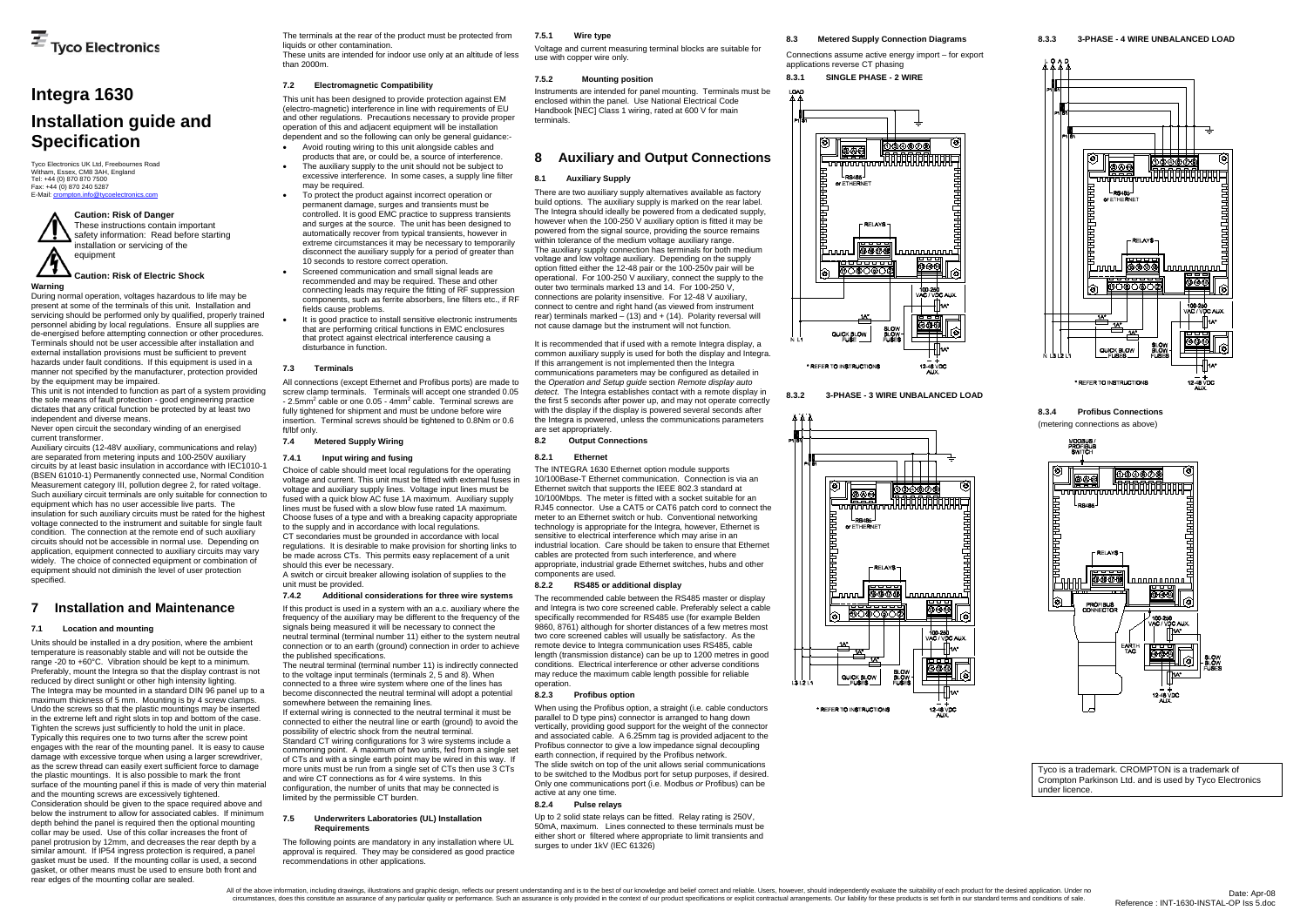# Integra 1630

# Installation guide and Specification

Tyco Electronics UK Ltd, Freebournes Road
Witham, Essex, CM8 3AH, England
Tel: +44 (0) 870 870 7500
Fax: +44 (0) 870 240 5287
E-Mail: crompton.info@tycoelectronics.com

**Caution: Risk of Danger**
These instructions contain important safety information: Read before starting installation or servicing of the equipment

**Caution: Risk of Electric Shock**

**Warning**

During normal operation, voltages hazardous to life may be present at some of the terminals of this unit. Installation and servicing should be performed only by qualified, properly trained personnel abiding by local regulations. Ensure all supplies are de-energised before attempting connection or other procedures. Terminals should not be user accessible after installation and external installation provisions must be sufficient to prevent hazards under fault conditions. If this equipment is used in a manner not specified by the manufacturer, protection provided by the equipment may be impaired.

This unit is not intended to function as part of a system providing the sole means of fault protection - good engineering practice dictates that any critical function be protected by at least two independent and diverse means.

Never open circuit the secondary winding of an energised current transformer.

Auxiliary circuits (12-48V auxiliary, communications and relay) are separated from metering inputs and 100-250V auxiliary circuits by at least basic insulation in accordance with IEC1010-1 (BSEN 61010-1) Permanently connected use, Normal Condition Measurement category III, pollution degree 2, for rated voltage. Such auxiliary circuit terminals are only suitable for connection to equipment which has no user accessible live parts. The insulation for such auxiliary circuits must be rated for the highest voltage connected to the instrument and suitable for single fault condition. The connection at the remote end of such auxiliary circuits should not be accessible in normal use. Depending on application, equipment connected to auxiliary circuits may vary widely. The choice of connected equipment or combination of equipment should not diminish the level of user protection specified.

## 7 Installation and Maintenance

### 7.1 Location and mounting

Units should be installed in a dry position, where the ambient temperature is reasonably stable and will not be outside the range -20 to +60°C. Vibration should be kept to a minimum. Preferably, mount the Integra so that the display contrast is not reduced by direct sunlight or other high intensity lighting.

The Integra may be mounted in a standard DIN 96 panel up to a maximum thickness of 5 mm. Mounting is by 4 screw clamps. Undo the screws so that the plastic mountings may be inserted in the extreme left and right slots in top and bottom of the case. Tighten the screws just sufficiently to hold the unit in place. Typically this requires one to two turns after the screw point engages with the rear of the mounting panel. It is easy to cause damage with excessive torque when using a larger screwdriver, as the screw thread can easily exert sufficient force to damage the plastic mountings. It is also possible to mark the front surface of the mounting panel if this is made of very thin material and the mounting screws are excessively tightened.

Consideration should be given to the space required above and below the instrument to allow for associated cables. If minimum depth behind the panel is required then the optional mounting collar may be used. Use of this collar increases the front of panel protrusion by 12mm, and decreases the rear depth by a similar amount. If IP54 ingress protection is required, a panel gasket must be used. If the mounting collar is used, a second gasket, or other means must be used to ensure both front and rear edges of the mounting collar are sealed.

The terminals at the rear of the product must be protected from liquids or other contamination.

These units are intended for indoor use only at an altitude of less than 2000m.

### 7.2 Electromagnetic Compatibility

This unit has been designed to provide protection against EM (electro-magnetic) interference in line with requirements of EU and other regulations. Precautions necessary to provide proper operation of this and adjacent equipment will be installation dependent and so the following can only be general guidance:-

- Avoid routing wiring to this unit alongside cables and products that are, or could be, a source of interference.
- The auxiliary supply to the unit should not be subject to excessive interference. In some cases, a supply line filter may be required.
- To protect the product against incorrect operation or permanent damage, surges and transients must be controlled. It is good EMC practice to suppress transients and surges at the source. The unit has been designed to automatically recover from typical transients, however in extreme circumstances it may be necessary to temporarily disconnect the auxiliary supply for a period of greater than 10 seconds to restore correct operation.
- Screened communication and small signal leads are recommended and may be required. These and other connecting leads may require the fitting of RF suppression components, such as ferrite absorbers, line filters etc., if RF fields cause problems.
- It is good practice to install sensitive electronic instruments that are performing critical functions in EMC enclosures that protect against electrical interference causing a disturbance in function.

### 7.3 Terminals

All connections (except Ethernet and Profibus ports) are made to screw clamp terminals. Terminals will accept one stranded 0.05 - 2.5mm$^2$ cable or one 0.05 - 4mm$^2$ cable. Terminal screws are fully tightened for shipment and must be undone before wire insertion. Terminal screws should be tightened to 0.8Nm or 0.6 ft/lbf only.

### 7.4 Metered Supply Wiring

#### 7.4.1 Input wiring and fusing

Choice of cable should meet local regulations for the operating voltage and current. This unit must be fitted with external fuses in voltage and auxiliary supply lines. Voltage input lines must be fused with a quick blow AC fuse 1A maximum. Auxiliary supply lines must be fused with a slow blow fuse rated 1A maximum. Choose fuses of a type and with a breaking capacity appropriate to the supply and in accordance with local regulations.

CT secondaries must be grounded in accordance with local regulations. It is desirable to make provision for shorting links to be made across CTs. This permits easy replacement of a unit should this ever be necessary.

A switch or circuit breaker allowing isolation of supplies to the unit must be provided.

#### 7.4.2 Additional considerations for three wire systems

If this product is used in a system with an a.c. auxiliary where the frequency of the auxiliary may be different to the frequency of the signals being measured it will be necessary to connect the neutral terminal (terminal number 11) either to the system neutral connection or to an earth (ground) connection in order to achieve the published specifications.

The neutral terminal (terminal number 11) is indirectly connected to the voltage input terminals (terminals 2, 5 and 8). When connected to a three wire system where one of the lines has become disconnected the neutral terminal will adopt a potential somewhere between the remaining lines.

If external wiring is connected to the neutral terminal it must be connected to either the neutral line or earth (ground) to avoid the possibility of electric shock from the neutral terminal.

Standard CT wiring configurations for 3 wire systems include a commoning point. A maximum of two units, fed from a single set of CTs and with a single earth point may be wired in this way. If more units must be run from a single set of CTs then use 3 CTs and wire CT connections as for 4 wire systems. In this configuration, the number of units that may be connected is limited by the permissible CT burden.

### 7.5 Underwriters Laboratories (UL) Installation Requirements

The following points are mandatory in any installation where UL approval is required. They may be considered as good practice recommendations in other applications.

#### 7.5.1 Wire type

Voltage and current measuring terminal blocks are suitable for use with copper wire only.

#### 7.5.2 Mounting position

Instruments are intended for panel mounting. Terminals must be enclosed within the panel. Use National Electrical Code Handbook [NEC] Class 1 wiring, rated at 600 V for main terminals.

## 8 Auxiliary and Output Connections

### 8.1 Auxiliary Supply

There are two auxiliary supply alternatives available as factory build options. The auxiliary supply is marked on the rear label. The Integra should ideally be powered from a dedicated supply, however when the 100-250 V auxiliary option is fitted it may be powered from the signal source, providing the source remains within tolerance of the medium voltage auxiliary range.

The auxiliary supply connection has terminals for both medium voltage and low voltage auxiliary. Depending on the supply option fitted either the 12-48 pair or the 100-250v pair will be operational. For 100-250 V auxiliary, connect the supply to the outer two terminals marked 13 and 14. For 100-250 V, connections are polarity insensitive. For 12-48 V auxiliary, connect to centre and right hand (as viewed from instrument rear) terminals marked – (13) and + (14). Polarity reversal will not cause damage but the instrument will not function.

It is recommended that if used with a remote Integra display, a common auxiliary supply is used for both the display and Integra. If this arrangement is not implemented then the Integra communications parameters may be configured as detailed in the *Operation and Setup guide* section *Remote display auto detect*. The Integra establishes contact with a remote display in the first 5 seconds after power up, and may not operate correctly with the display if the display is powered several seconds after the Integra is powered, unless the communications parameters are set appropriately.

### 8.2 Output Connections

#### 8.2.1 Ethernet

The INTEGRA 1630 Ethernet option module supports 10/100Base-T Ethernet communication. Connection is via an Ethernet switch that supports the IEEE 802.3 standard at 10/100Mbps. The meter is fitted with a socket suitable for an RJ45 connector. Use a CAT5 or CAT6 patch cord to connect the meter to an Ethernet switch or hub. Conventional networking technology is appropriate for the Integra, however, Ethernet is sensitive to electrical interference which may arise in an industrial location. Care should be taken to ensure that Ethernet cables are protected from such interference, and where appropriate, industrial grade Ethernet switches, hubs and other components are used.

#### 8.2.2 RS485 or additional display

The recommended cable between the RS485 master or display and Integra is two core screened cable. Preferably select a cable specifically recommended for RS485 use (for example Belden 9860, 8761) although for shorter distances of a few metres most two core screened cables will usually be satisfactory. As the remote device to Integra communication uses RS485, cable length (transmission distance) can be up to 1200 metres in good conditions. Electrical interference or other adverse conditions may reduce the maximum cable length possible for reliable operation.

#### 8.2.3 Profibus option

When using the Profibus option, a straight (i.e. cable conductors parallel to D type pins) connector is arranged to hang down vertically, providing good support for the weight of the connector and associated cable. A 6.25mm tag is provided adjacent to the Profibus connector to give a low impedance signal decoupling earth connection, if required by the Profibus network.

The slide switch on top of the unit allows serial communications to be switched to the Modbus port for setup purposes, if desired. Only one communications port (i.e. Modbus *or* Profibus) can be active at any one time.

#### 8.2.4 Pulse relays

Up to 2 solid state relays can be fitted. Relay rating is 250V, 50mA, maximum. Lines connected to these terminals must be either short or filtered where appropriate to limit transients and surges to under 1kV (IEC 61326)

### 8.3 Metered Supply Connection Diagrams

Connections assume active energy import – for export applications reverse CT phasing

#### 8.3.1 SINGLE PHASE - 2 WIRE

#### 8.3.2 3-PHASE - 3 WIRE UNBALANCED LOAD

#### 8.3.3 3-PHASE - 4 WIRE UNBALANCED LOAD

#### 8.3.4 Profibus Connections

(metering connections as above)

Tyco is a trademark. CROMPTON is a trademark of Crompton Parkinson Ltd. and is used by Tyco Electronics under licence.

All of the above information, including drawings, illustrations and graphic design, reflects our present understanding and is to the best of our knowledge and belief correct and reliable. Users, however, should independently evaluate the suitability of each product for the desired application. Under no circumstances, does this constitute an assurance of any particular quality or performance. Such an assurance is only provided in the context of our product specifications or explicit contractual arrangements. Our liability for these products is set forth in our standard terms and conditions of sale.

Date: Apr-08
Reference : INT-1630-INSTAL-OP Iss 5.doc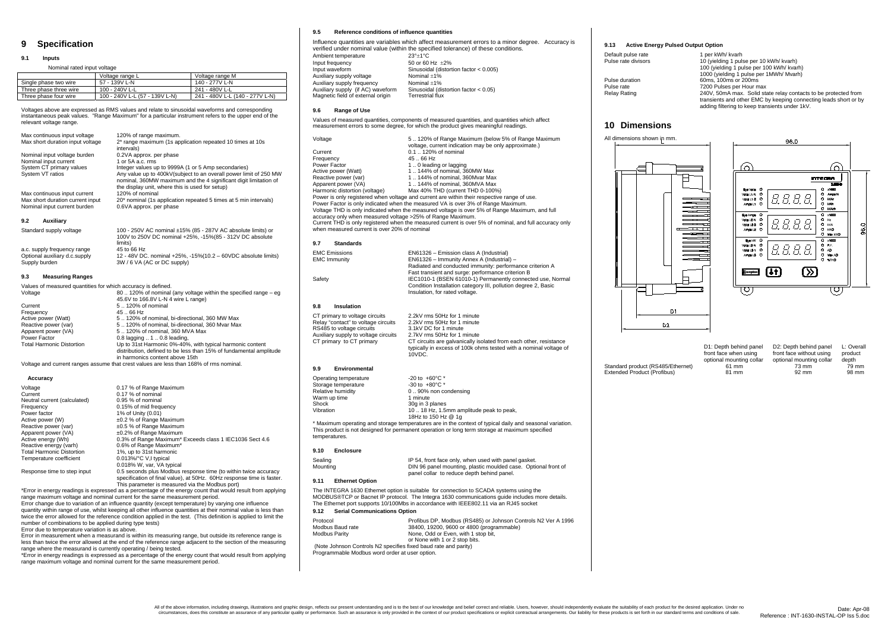# 9 Specification

## 9.1 Inputs

Nominal rated input voltage

| | Voltage range L | Voltage range M |
|---|---|---|
| Single phase two wire | 57 - 139V L-N | 140 - 277V L-N |
| Three phase three wire | 100 - 240V L-L | 241 - 480V L-L |
| Three phase four wire | 100 - 240V L-L (57 - 139V L-N) | 241 - 480V L-L (140 - 277V L-N) |

Voltages above are expressed as RMS values and relate to sinusoidal waveforms and corresponding instantaneous peak values. "Range Maximum" for a particular instrument refers to the upper end of the relevant voltage range.

| | |
|---|---|
| Max continuous input voltage | 120% of range maximum. |
| Max short duration input voltage | 2* range maximum (1s application repeated 10 times at 10s intervals) |
| Nominal input voltage burden | 0.2VA approx. per phase |
| Nominal input current | 1 or 5A a.c. rms |
| System CT primary values | Integer values up to 9999A (1 or 5 Amp secondaries) |
| System VT ratios | Any value up to 400kV(subject to an overall power limit of 250 MW nominal, 360MW maximum and the 4 significant digit limitation of the display unit, where this is used for setup) |
| Max continuous input current | 120% of nominal |
| Max short duration current input | 20* nominal (1s application repeated 5 times at 5 min intervals) |
| Nominal input current burden | 0.6VA approx. per phase |

## 9.2 Auxiliary

| | |
|---|---|
| Standard supply voltage | 100 - 250V AC nominal ±15% (85 - 287V AC absolute limits) or 100V to 250V DC nominal +25%, -15%(85 - 312V DC absolute limits) |
| a.c. supply frequency range | 45 to 66 Hz |
| Optional auxiliary d.c.supply | 12 - 48V DC. nominal +25%, -15%(10.2 – 60VDC absolute limits) |
| Supply burden | 3W / 6 VA (AC or DC supply) |

## 9.3 Measuring Ranges

Values of measured quantities for which accuracy is defined.

| | |
|---|---|
| Voltage | 80 .. 120% of nominal (any voltage within the specified range – eg 45.6V to 166.8V L-N 4 wire L range) |
| Current | 5 .. 120% of nominal |
| Frequency | 45 .. 66 Hz |
| Active power (Watt) | 5 .. 120% of nominal, bi-directional, 360 MW Max |
| Reactive power (var) | 5 .. 120% of nominal, bi-directional, 360 Mvar Max |
| Apparent power (VA) | 5 .. 120% of nominal, 360 MVA Max |
| Power Factor | 0.8 lagging .. 1 .. 0.8 leading, |
| Total Harmonic Distortion | Up to 31st Harmonic 0%-40%, with typical harmonic content distribution, defined to be less than 15% of fundamental amplitude in harmonics content above 15th |

Voltage and current ranges assume that crest values are less than 168% of rms nominal.

### Accuracy

| | |
|---|---|
| Voltage | 0.17 % of Range Maximum |
| Current | 0.17 % of nominal |
| Neutral current (calculated) | 0.95 % of nominal |
| Frequency | 0.15% of mid frequency |
| Power factor | 1% of Unity (0.01) |
| Active power (W) | ±0.2 % of Range Maximum |
| Reactive power (var) | ±0.5 % of Range Maximum |
| Apparent power (VA) | ±0.2% of Range Maximum |
| Active energy (Wh) | 0.3% of Range Maximum* Exceeds class 1 IEC1036 Sect 4.6 |
| Reactive energy (varh) | 0.6% of Range Maximum* |
| Total Harmonic Distortion | 1%, up to 31st harmonic |
| Temperature coefficient | 0.013%/°C V,I typical<br>0.018% W, var, VA typical |
| Response time to step input | 0.5 seconds plus Modbus response time (to within twice accuracy specification of final value), at 50Hz. 60Hz response time is faster. This parameter is measured via the Modbus port) |

*Error in energy readings is expressed as a percentage of the energy count that would result from applying range maximum voltage and nominal current for the same measurement period.

Error change due to variation of an influence quantity (except temperature) by varying one influence quantity within range of use, whilst keeping all other influence quantities at their nominal value is less than twice the error allowed for the reference condition applied in the test. (This definition is applied to limit the number of combinations to be applied during type tests)

Error due to temperature variation is as above.

Error in measurement when a measurand is within its measuring range, but outside its reference range is less than twice the error allowed at the end of the reference range adjacent to the section of the measuring range where the measurand is currently operating / being tested.

*Error in energy readings is expressed as a percentage of the energy count that would result from applying range maximum voltage and nominal current for the same measurement period.

## 9.5 Reference conditions of influence quantities

Influence quantities are variables which affect measurement errors to a minor degree. Accuracy is verified under nominal value (within the specified tolerance) of these conditions.

| | |
|---|---|
| Ambient temperature | 23°±1°C |
| Input frequency | 50 or 60 Hz ±2% |
| Input waveform | Sinusoidal (distortion factor < 0.005) |
| Auxiliary supply voltage | Nominal ±1% |
| Auxiliary supply frequency | Nominal ±1% |
| Auxiliary supply (if AC) waveform | Sinusoidal (distortion factor < 0.05) |
| Magnetic field of external origin | Terrestrial flux |

## 9.6 Range of Use

Values of measured quantities, components of measured quantities, and quantities which affect measurement errors to some degree, for which the product gives meaningful readings.

| | |
|---|---|
| Voltage | 5 .. 120% of Range Maximum (below 5% of Range Maximum voltage, current indication may be only approximate.) |
| Current | 0.1 .. 120% of nominal |
| Frequency | 45 .. 66 Hz |
| Power Factor | 1 .. 0 leading or lagging |
| Active power (Watt) | 1 .. 144% of nominal, 360MW Max |
| Reactive power (var) | 1 .. 144% of nominal, 360Mvar Max |
| Apparent power (VA) | 1 .. 144% of nominal, 360MVA Max |
| Harmonic distortion (voltage) | Max 40% THD (current THD 0-100%) |

Power is only registered when voltage and current are within their respective range of use.
Power Factor is only indicated when the measured VA is over 3% of Range Maximum.
Voltage THD is only indicated when the measured voltage is over 5% of Range Maximum, and full accuracy only when measured voltage >25% of Range Maximum.
Current THD is only registered when the measured current is over 5% of nominal, and full accuracy only when measured current is over 20% of nominal

## 9.7 Standards

| | |
|---|---|
| EMC Emissions | EN61326 – Emission class A (Industrial) |
| EMC Immunity | EN61326 – Immunity Annex A (Industrial) – Radiated and conducted immunity: performance criterion A Fast transient and surge: performance criterion B |
| Safety | IEC1010-1 (BSEN 61010-1) Permanently connected use, Normal Condition Installation category III, pollution degree 2, Basic Insulation, for rated voltage. |

## 9.8 Insulation

| | |
|---|---|
| CT primary to voltage circuits | 2.2kV rms 50Hz for 1 minute |
| Relay "contact" to voltage circuits | 2.2kV rms 50Hz for 1 minute |
| RS485 to voltage circuits | 3.1kV DC for 1 minute |
| Auxiliary supply to voltage circuits | 2.7kV rms 50Hz for 1 minute |
| CT primary to CT primary | CT circuits are galvanically isolated from each other, resistance typically in excess of 100k ohms tested with a nominal voltage of 10VDC. |

## 9.9 Environmental

| | |
|---|---|
| Operating temperature | -20 to +60°C * |
| Storage temperature | -30 to +80°C * |
| Relative humidity | 0 .. 90% non condensing |
| Warm up time | 1 minute |
| Shock | 30g in 3 planes |
| Vibration | 10 .. 18 Hz, 1.5mm amplitude peak to peak,<br>18Hz to 150 Hz @ 1g |

* Maximum operating and storage temperatures are in the context of typical daily and seasonal variation. This product is not designed for permanent operation or long term storage at maximum specified temperatures.

## 9.10 Enclosure

| | |
|---|---|
| Sealing | IP 54, front face only, when used with panel gasket. |
| Mounting | DIN 96 panel mounting, plastic moulded case. Optional front of panel collar to reduce depth behind panel. |

## 9.11 Ethernet Option

The INTEGRA 1630 Ethernet option is suitable for connection to SCADA systems using the MODBUS®TCP or Bacnet IP protocol. The Integra 1630 communications guide includes more details. The Ethernet port supports 10/100Mbs in accordance with IEEE802.11 via an RJ45 socket

## 9.12 Serial Communications Option

| | |
|---|---|
| Protocol | Profibus DP, Modbus (RS485) or Johnson Controls N2 Ver A 1996 |
| Modbus Baud rate | 38400, 19200, 9600 or 4800 (programmable) |
| Modbus Parity | None, Odd or Even, with 1 stop bit, or None with 1 or 2 stop bits. |

(Note Johnson Controls N2 specifies fixed baud rate and parity)
Programmable Modbus word order at user option.

## 9.13 Active Energy Pulsed Output Option

| | |
|---|---|
| Default pulse rate | 1 per kWh/ kvarh |
| Pulse rate divisors | 10 (yielding 1 pulse per 10 kWh/ kvarh)<br>100 (yielding 1 pulse per 100 kWh/ kvarh)<br>1000 (yielding 1 pulse per 1MWh/ Mvarh) |
| Pulse duration | 60ms, 100ms or 200ms |
| Pulse rate | 7200 Pulses per Hour max |
| Relay Rating | 240V, 50mA max. Solid state relay contacts to be protected from transients and other EMC by keeping connecting leads short or by adding filtering to keep transients under 1kV. |

# 10 Dimensions

All dimensions shown in mm.

L
96.0
96.0
D1
D2

| | D1: Depth behind panel front face when using optional mounting collar | D2: Depth behind panel front face without using optional mounting collar | L: Overall product depth |
|---|---|---|---|
| Standard product (RS485/Ethernet) | 61 mm | 73 mm | 79 mm |
| Extended Product (Profibus) | 81 mm | 92 mm | 98 mm |

All of the above information, including drawings, illustrations and graphic design, reflects our present understanding and is to the best of our knowledge and belief correct and reliable. Users, however, should independently evaluate the suitability of each product for the desired application. Under no circumstances, does this constitute an assurance of any particular quality or performance. Such an assurance is only provided in the context of our product specifications or explicit contractual arrangements. Our liability for these products is set forth in our standard terms and conditions of sale.

Date: Apr-08
Reference : INT-1630-INSTAL-OP Iss 5.doc